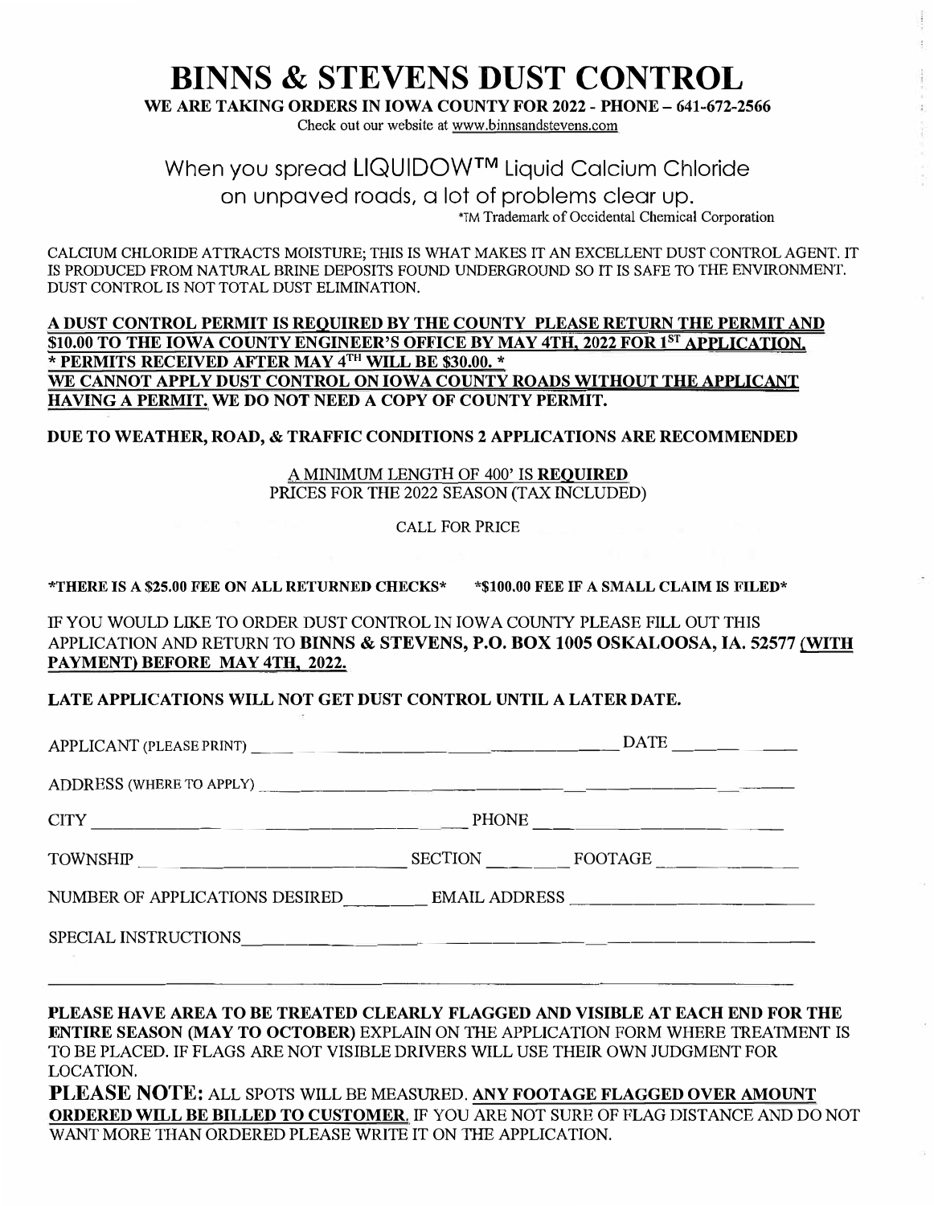# BINNS & STEVENS DUST CONTROL

**WE ARE TAKING ORDERS IN IOWA COUNTY FOR 2022 - PHONE – 641-672-2566**

Check out our website at www.binnsandstevens.com

## When you spread LIQUIDOW™ Liquid Calcium Chloride on unpaved roads, a lot of problems clear up.

*TM Trademark of Occidental Chemical Corporation

CALCIUM CHLORIDE ATTRACTS MOISTURE; THIS IS WHAT MAKES IT AN EXCELLENT DUST CONTROL AGENT. IT IS PRODUCED FROM NATURAL BRINE DEPOSITS FOUND UNDERGROUND SO IT IS SAFE TO THE ENVIRONMENT. DUST CONTROL IS NOT TOTAL DUST ELIMINATION.

**A DUST CONTROL PERMIT IS REQUIRED BY THE COUNTY PLEASE RETURN THE PERMIT AND $10.00 TO THE IOWA COUNTY ENGINEER'S OFFICE BY MAY 4TH, 2022 FOR 1ST APPLICATION.**
**\* PERMITS RECEIVED AFTER MAY 4TH WILL BE $30.00. \***
**WE CANNOT APPLY DUST CONTROL ON IOWA COUNTY ROADS WITHOUT THE APPLICANT HAVING A PERMIT. WE DO NOT NEED A COPY OF COUNTY PERMIT.**

**DUE TO WEATHER, ROAD, & TRAFFIC CONDITIONS 2 APPLICATIONS ARE RECOMMENDED**

A MINIMUM LENGTH OF 400' IS **REQUIRED**
PRICES FOR THE 2022 SEASON (TAX INCLUDED)

CALL FOR PRICE

**\*THERE IS A $25.00 FEE ON ALL RETURNED CHECKS\*** **\*$100.00 FEE IF A SMALL CLAIM IS FILED\***

IF YOU WOULD LIKE TO ORDER DUST CONTROL IN IOWA COUNTY PLEASE FILL OUT THIS APPLICATION AND RETURN TO **BINNS & STEVENS, P.O. BOX 1005 OSKALOOSA, IA. 52577 (WITH PAYMENT) BEFORE MAY 4TH, 2022.**

**LATE APPLICATIONS WILL NOT GET DUST CONTROL UNTIL A LATER DATE.**

APPLICANT (PLEASE PRINT) ______________________________ DATE __________

ADDRESS (WHERE TO APPLY) ____________________________________________

CITY ______________________________ PHONE ______________________

TOWNSHIP ______________________ SECTION ________ FOOTAGE ______________

NUMBER OF APPLICATIONS DESIRED ________ EMAIL ADDRESS ______________________

SPECIAL INSTRUCTIONS ____________________________________________

______________________________________________________________

**PLEASE HAVE AREA TO BE TREATED CLEARLY FLAGGED AND VISIBLE AT EACH END FOR THE ENTIRE SEASON (MAY TO OCTOBER)** EXPLAIN ON THE APPLICATION FORM WHERE TREATMENT IS TO BE PLACED. IF FLAGS ARE NOT VISIBLE DRIVERS WILL USE THEIR OWN JUDGMENT FOR LOCATION.

**PLEASE NOTE:** ALL SPOTS WILL BE MEASURED. **ANY FOOTAGE FLAGGED OVER AMOUNT ORDERED WILL BE BILLED TO CUSTOMER.** IF YOU ARE NOT SURE OF FLAG DISTANCE AND DO NOT WANT MORE THAN ORDERED PLEASE WRITE IT ON THE APPLICATION.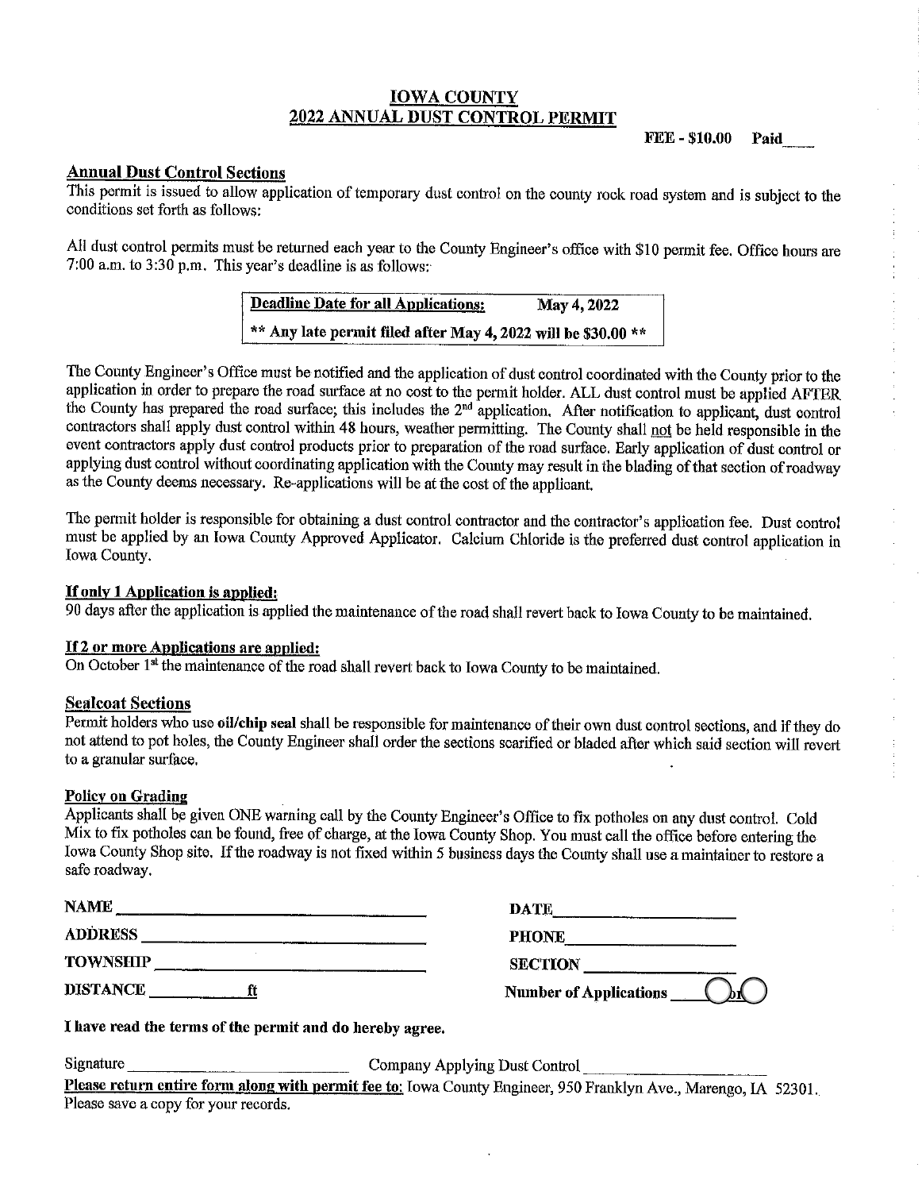# IOWA COUNTY
## 2022 ANNUAL DUST CONTROL PERMIT

**FEE - $10.00 Paid___**

### Annual Dust Control Sections

This permit is issued to allow application of temporary dust control on the county rock road system and is subject to the conditions set forth as follows:

All dust control permits must be returned each year to the County Engineer's office with $10 permit fee. Office hours are 7:00 a.m. to 3:30 p.m. This year's deadline is as follows:

| | |
|---|---|
| **Deadline Date for all Applications:** | **May 4, 2022** |
| **\*\* Any late permit filed after May 4, 2022 will be $30.00 \*\*** | |

The County Engineer's Office must be notified and the application of dust control coordinated with the County prior to the application in order to prepare the road surface at no cost to the permit holder. ALL dust control must be applied AFTER the County has prepared the road surface; this includes the 2nd application. After notification to applicant, dust control contractors shall apply dust control within 48 hours, weather permitting. The County shall not be held responsible in the event contractors apply dust control products prior to preparation of the road surface. Early application of dust control or applying dust control without coordinating application with the County may result in the blading of that section of roadway as the County deems necessary. Re-applications will be at the cost of the applicant.

The permit holder is responsible for obtaining a dust control contractor and the contractor's application fee. Dust control must be applied by an Iowa County Approved Applicator. Calcium Chloride is the preferred dust control application in Iowa County.

**If only 1 Application is applied:**
90 days after the application is applied the maintenance of the road shall revert back to Iowa County to be maintained.

**If 2 or more Applications are applied:**
On October 1st the maintenance of the road shall revert back to Iowa County to be maintained.

### Sealcoat Sections

Permit holders who use **oil/chip seal** shall be responsible for maintenance of their own dust control sections, and if they do not attend to pot holes, the County Engineer shall order the sections scarified or bladed after which said section will revert to a granular surface.

**Policy on Grading**

Applicants shall be given ONE warning call by the County Engineer's Office to fix potholes on any dust control. Cold Mix to fix potholes can be found, free of charge, at the Iowa County Shop. You must call the office before entering the Iowa County Shop site. If the roadway is not fixed within 5 business days the County shall use a maintainer to restore a safe roadway.

**NAME** ______________________ **DATE** ______________

**ADDRESS** ______________________ **PHONE** ______________

**TOWNSHIP** ______________________ **SECTION** ______________

**DISTANCE** __________ **ft** **Number of Applications** ____ 1 or 2

**I have read the terms of the permit and do hereby agree.**

Signature ______________________ Company Applying Dust Control ______________________

**Please return entire form along with permit fee to:** Iowa County Engineer, 950 Franklyn Ave., Marengo, IA 52301.
Please save a copy for your records.